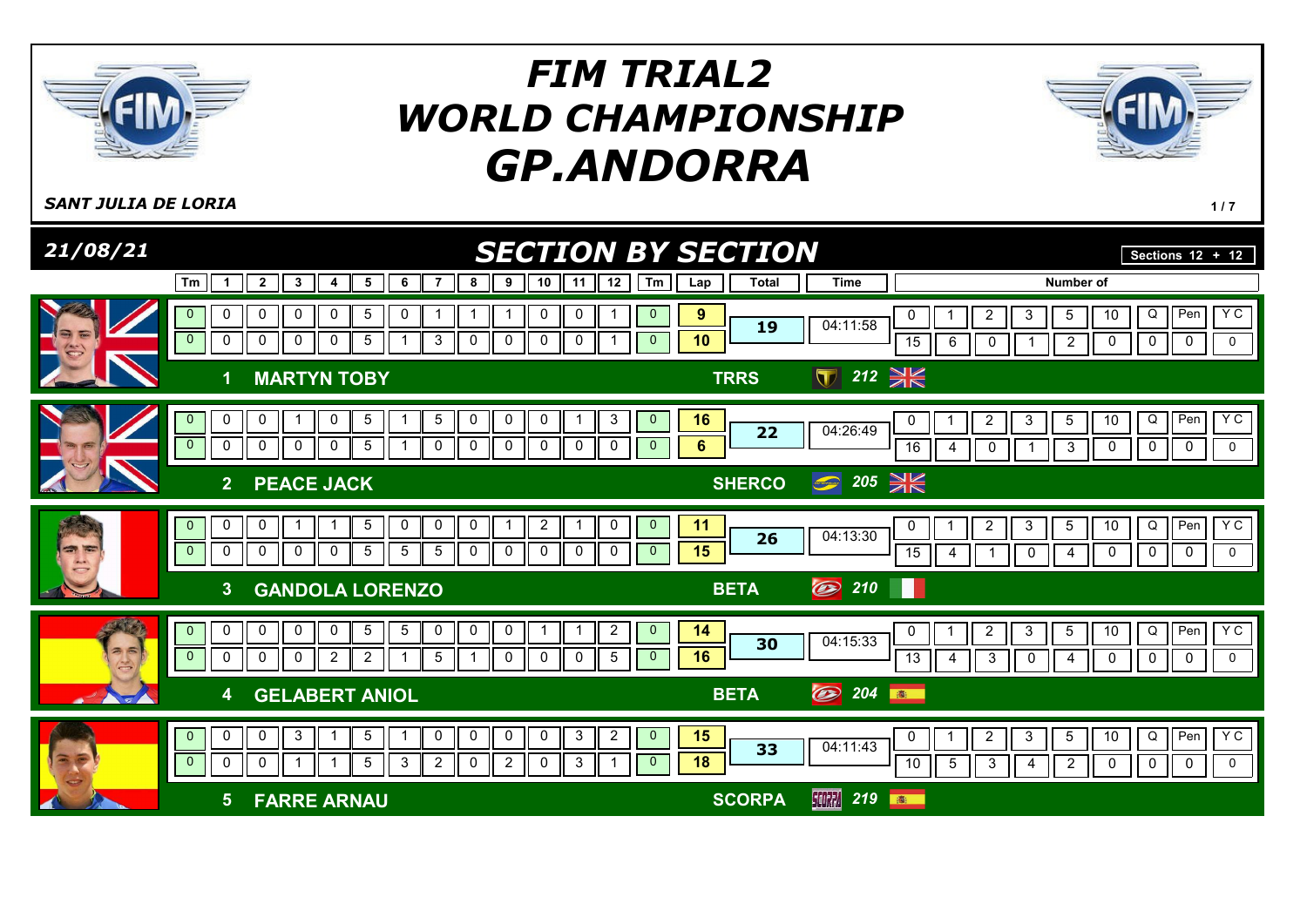# FIM TRIAL2 WORLD CHAMPIONSHIP GP.ANDORRA

*SANT JULIA DE LORIA*

*21/08/21*

## SECTION BY SECTION

Sections 12 + 12

| Pos | Rider | Make | No | Tm | 1 | 2 | 3 | 4 | 5 | 6 | 7 | 8 | 9 | 10 | 11 | 12 | Tm | Lap | Total | Time | 0 | 1 | 2 | 3 | 5 | 10 | Q | Pen | Y C |
|---|---|---|---|---|---|---|---|---|---|---|---|---|---|---|---|---|---|---|---|---|---|---|---|---|---|---|---|---|---|
| 1 | MARTYN TOBY | TRRS | 212 | 0 | 0 | 0 | 0 | 0 | 5 | 0 | 1 | 1 | 1 | 0 | 0 | 1 | 0 | 9 | 19 | 04:11:58 | 15 | 6 | 0 | 1 | 2 | 0 | 0 | 0 | 0 |
| | | | | 0 | 0 | 0 | 0 | 0 | 5 | 1 | 3 | 0 | 0 | 0 | 0 | 1 | 0 | 10 | | | | | | | | | | | |
| 2 | PEACE JACK | SHERCO | 205 | 0 | 0 | 0 | 1 | 0 | 5 | 1 | 5 | 0 | 0 | 0 | 1 | 3 | 0 | 16 | 22 | 04:26:49 | 16 | 4 | 0 | 1 | 3 | 0 | 0 | 0 | 0 |
| | | | | 0 | 0 | 0 | 0 | 0 | 5 | 1 | 0 | 0 | 0 | 0 | 0 | 0 | 0 | 6 | | | | | | | | | | | |
| 3 | GANDOLA LORENZO | BETA | 210 | 0 | 0 | 0 | 1 | 1 | 5 | 0 | 0 | 0 | 1 | 2 | 1 | 0 | 0 | 11 | 26 | 04:13:30 | 15 | 4 | 1 | 0 | 4 | 0 | 0 | 0 | 0 |
| | | | | 0 | 0 | 0 | 0 | 0 | 5 | 5 | 5 | 0 | 0 | 0 | 0 | 0 | 0 | 15 | | | | | | | | | | | |
| 4 | GELABERT ANIOL | BETA | 204 | 0 | 0 | 0 | 0 | 0 | 5 | 5 | 0 | 0 | 0 | 1 | 1 | 2 | 0 | 14 | 30 | 04:15:33 | 13 | 4 | 3 | 0 | 4 | 0 | 0 | 0 | 0 |
| | | | | 0 | 0 | 0 | 0 | 2 | 2 | 1 | 5 | 1 | 0 | 0 | 0 | 5 | 0 | 16 | | | | | | | | | | | |
| 5 | FARRE ARNAU | SCORPA | 219 | 0 | 0 | 0 | 3 | 1 | 5 | 1 | 0 | 0 | 0 | 0 | 3 | 2 | 0 | 15 | 33 | 04:11:43 | 10 | 5 | 3 | 4 | 2 | 0 | 0 | 0 | 0 |
| | | | | 0 | 0 | 0 | 1 | 1 | 5 | 3 | 2 | 0 | 2 | 0 | 3 | 1 | 0 | 18 | | | | | | | | | | | |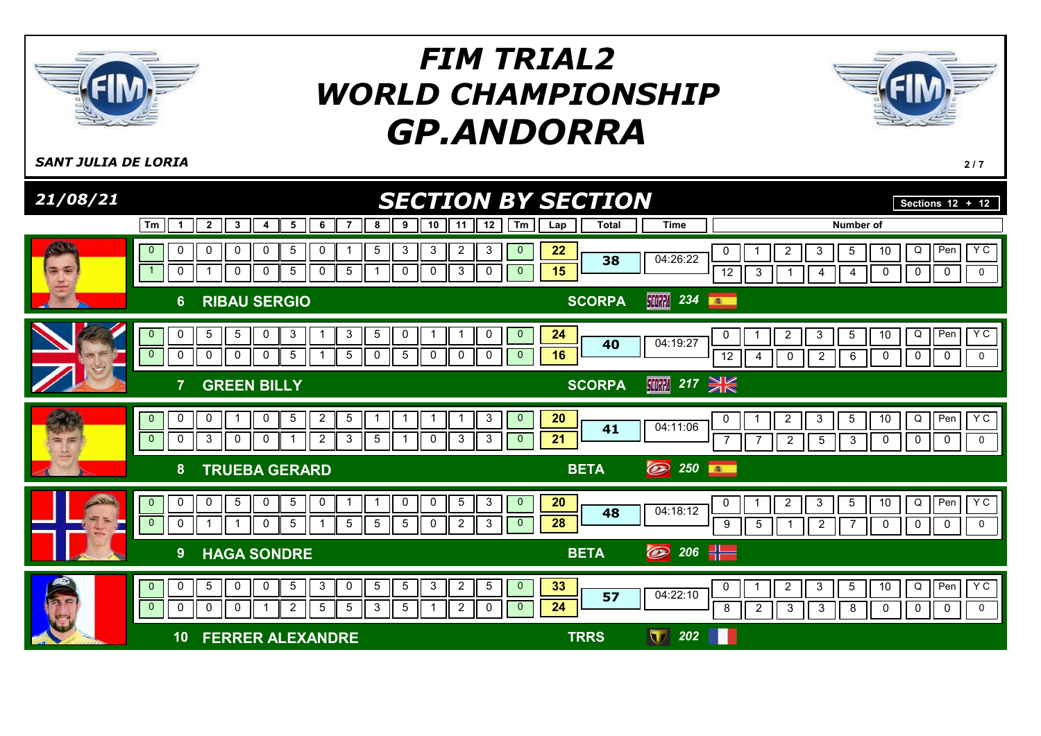# FIM TRIAL2 WORLD CHAMPIONSHIP GP.ANDORRA

*SANT JULIA DE LORIA*

*21/08/21*

## SECTION BY SECTION

Sections 12 + 12

| Rider | Tm | 1 | 2 | 3 | 4 | 5 | 6 | 7 | 8 | 9 | 10 | 11 | 12 | Tm | Lap | Total | Time | 0 | 1 | 2 | 3 | 5 | 10 | Q | Pen | Y C |
|---|---|---|---|---|---|---|---|---|---|---|---|---|---|---|---|---|---|---|---|---|---|---|---|---|---|---|
| 6 RIBAU SERGIO – SCORPA 234 | 0 | 0 | 0 | 0 | 0 | 5 | 0 | 1 | 5 | 3 | 3 | 2 | 3 | 0 | 22 | 38 | 04:26:22 | 12 | 3 | 1 | 4 | 4 | 0 | 0 | 0 | 0 |
| | 1 | 0 | 1 | 0 | 0 | 5 | 0 | 5 | 1 | 0 | 0 | 3 | 0 | 0 | 15 | | | | | | | | | | | |
| 7 GREEN BILLY – SCORPA 217 | 0 | 0 | 5 | 5 | 0 | 3 | 1 | 3 | 5 | 0 | 1 | 1 | 0 | 0 | 24 | 40 | 04:19:27 | 12 | 4 | 0 | 2 | 6 | 0 | 0 | 0 | 0 |
| | 0 | 0 | 0 | 0 | 0 | 5 | 1 | 5 | 0 | 5 | 0 | 0 | 0 | 0 | 16 | | | | | | | | | | | |
| 8 TRUEBA GERARD – BETA 250 | 0 | 0 | 0 | 1 | 0 | 5 | 2 | 5 | 1 | 1 | 1 | 1 | 3 | 0 | 20 | 41 | 04:11:06 | 7 | 7 | 2 | 5 | 3 | 0 | 0 | 0 | 0 |
| | 0 | 0 | 3 | 0 | 0 | 1 | 2 | 3 | 5 | 1 | 0 | 3 | 3 | 0 | 21 | | | | | | | | | | | |
| 9 HAGA SONDRE – BETA 206 | 0 | 0 | 0 | 5 | 0 | 5 | 0 | 1 | 1 | 0 | 0 | 5 | 3 | 0 | 20 | 48 | 04:18:12 | 9 | 5 | 1 | 2 | 7 | 0 | 0 | 0 | 0 |
| | 0 | 0 | 1 | 1 | 0 | 5 | 1 | 5 | 5 | 5 | 0 | 2 | 3 | 0 | 28 | | | | | | | | | | | |
| 10 FERRER ALEXANDRE – TRRS 202 | 0 | 0 | 5 | 0 | 0 | 5 | 3 | 0 | 5 | 5 | 3 | 2 | 5 | 0 | 33 | 57 | 04:22:10 | 8 | 2 | 3 | 3 | 8 | 0 | 0 | 0 | 0 |
| | 0 | 0 | 0 | 0 | 1 | 2 | 5 | 5 | 3 | 5 | 1 | 2 | 0 | 0 | 24 | | | | | | | | | | | |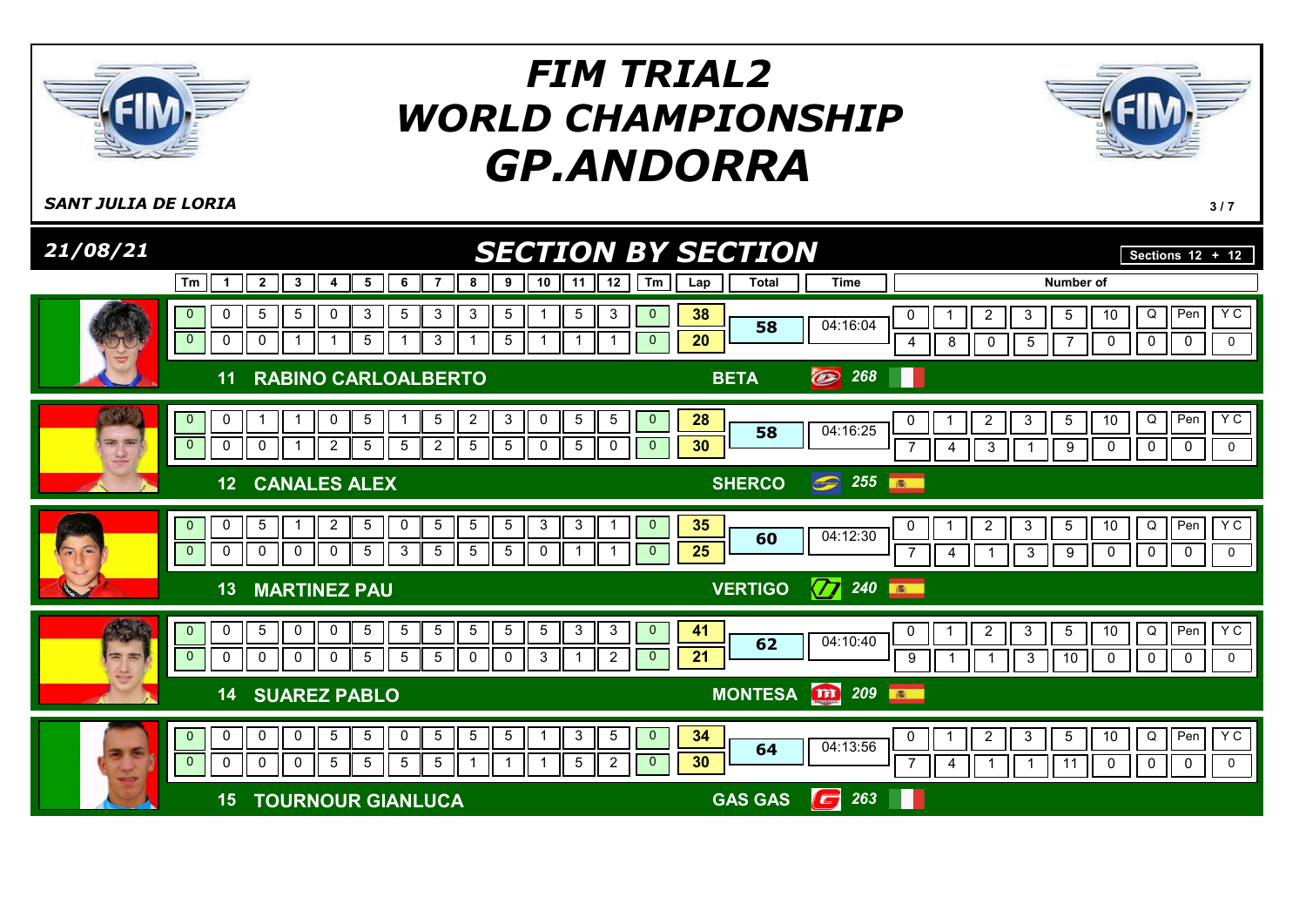# FIM TRIAL2 WORLD CHAMPIONSHIP GP.ANDORRA

*SANT JULIA DE LORIA*

*21/08/21*

## SECTION BY SECTION

Sections 12 + 12

| No. | Rider | Make | Tm | 1 | 2 | 3 | 4 | 5 | 6 | 7 | 8 | 9 | 10 | 11 | 12 | Tm | Lap | Total | Time |
|---|---|---|---|---|---|---|---|---|---|---|---|---|---|---|---|---|---|---|---|
| 11 | RABINO CARLOALBERTO | BETA 268 | 0 | 0 | 5 | 5 | 0 | 3 | 5 | 3 | 3 | 5 | 1 | 5 | 3 | 0 | 38 | 58 | 04:16:04 |
| | | | 0 | 0 | 0 | 1 | 1 | 5 | 1 | 3 | 1 | 5 | 1 | 1 | 1 | 0 | 20 | | |
| 12 | CANALES ALEX | SHERCO 255 | 0 | 0 | 1 | 1 | 0 | 5 | 1 | 5 | 2 | 3 | 0 | 5 | 5 | 0 | 28 | 58 | 04:16:25 |
| | | | 0 | 0 | 0 | 1 | 2 | 5 | 5 | 2 | 5 | 5 | 0 | 5 | 0 | 0 | 30 | | |
| 13 | MARTINEZ PAU | VERTIGO 240 | 0 | 0 | 5 | 1 | 2 | 5 | 0 | 5 | 5 | 5 | 3 | 3 | 1 | 0 | 35 | 60 | 04:12:30 |
| | | | 0 | 0 | 0 | 0 | 0 | 5 | 3 | 5 | 5 | 5 | 0 | 1 | 1 | 0 | 25 | | |
| 14 | SUAREZ PABLO | MONTESA 209 | 0 | 0 | 5 | 0 | 0 | 5 | 5 | 5 | 5 | 5 | 5 | 3 | 3 | 0 | 41 | 62 | 04:10:40 |
| | | | 0 | 0 | 0 | 0 | 0 | 5 | 5 | 5 | 0 | 0 | 3 | 1 | 2 | 0 | 21 | | |
| 15 | TOURNOUR GIANLUCA | GAS GAS 263 | 0 | 0 | 0 | 0 | 5 | 5 | 0 | 5 | 5 | 5 | 1 | 3 | 5 | 0 | 34 | 64 | 04:13:56 |
| | | | 0 | 0 | 0 | 0 | 5 | 5 | 5 | 5 | 1 | 1 | 1 | 5 | 2 | 0 | 30 | | |

### Number of

| No. | Rider | 0 | 1 | 2 | 3 | 5 | 10 | Q | Pen | Y C |
|---|---|---|---|---|---|---|---|---|---|---|
| 11 | RABINO CARLOALBERTO | 4 | 8 | 0 | 5 | 7 | 0 | 0 | 0 | 0 |
| 12 | CANALES ALEX | 7 | 4 | 3 | 1 | 9 | 0 | 0 | 0 | 0 |
| 13 | MARTINEZ PAU | 7 | 4 | 1 | 3 | 9 | 0 | 0 | 0 | 0 |
| 14 | SUAREZ PABLO | 9 | 1 | 1 | 3 | 10 | 0 | 0 | 0 | 0 |
| 15 | TOURNOUR GIANLUCA | 7 | 4 | 1 | 1 | 11 | 0 | 0 | 0 | 0 |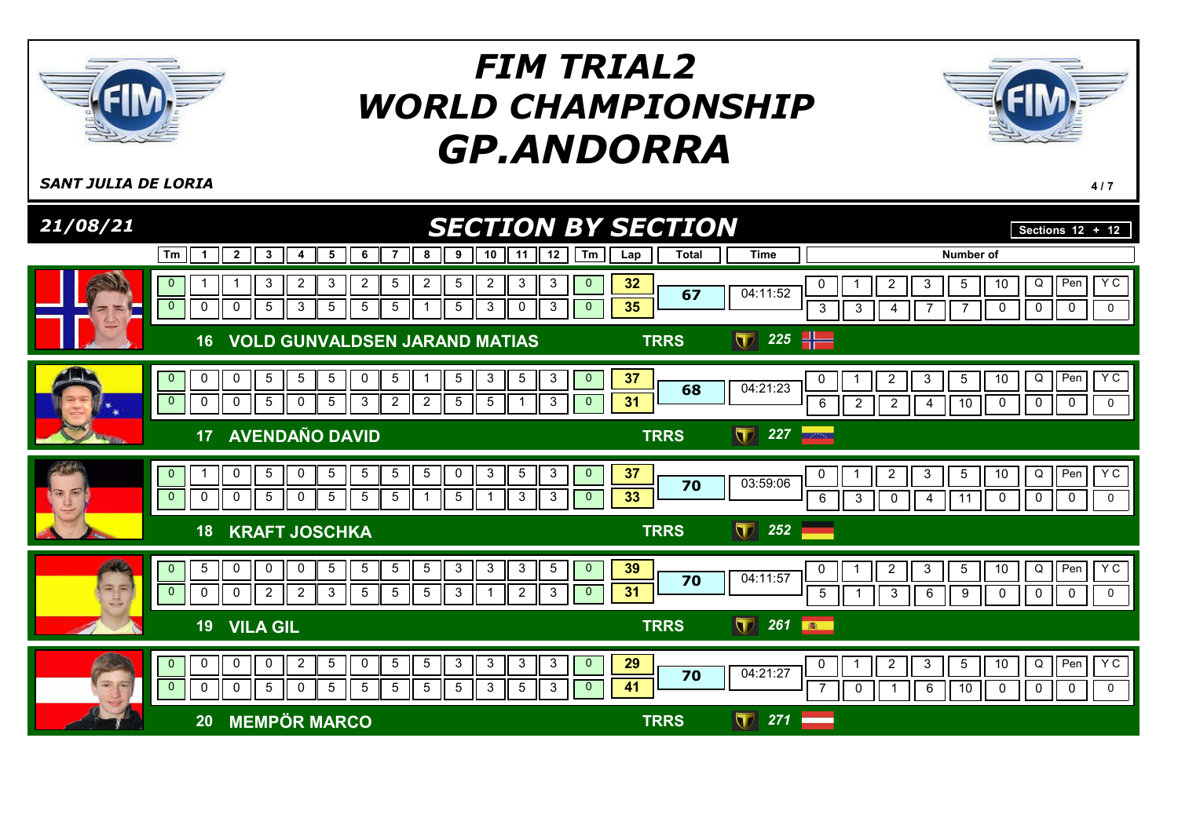# FIM TRIAL2 WORLD CHAMPIONSHIP GP.ANDORRA

*SANT JULIA DE LORIA*

*21/08/21*

## SECTION BY SECTION

Sections 12 + 12

| No. | Rider | Team | Bike | Lap | Tm | 1 | 2 | 3 | 4 | 5 | 6 | 7 | 8 | 9 | 10 | 11 | 12 | Tm | Lap | Total | Time | 0 | 1 | 2 | 3 | 5 | 10 | Q | Pen | YC |
|---|---|---|---|---|---|---|---|---|---|---|---|---|---|---|---|---|---|---|---|---|---|---|---|---|---|---|---|---|---|---|
| 16 | VOLD GUNVALDSEN JARAND MATIAS | TRRS | 225 | 1 | 0 | 1 | 1 | 3 | 2 | 3 | 2 | 5 | 2 | 5 | 2 | 3 | 3 | 0 | 32 | 67 | 04:11:52 | 3 | 3 | 4 | 7 | 7 | 0 | 0 | 0 | 0 |
| | | | | 2 | 0 | 0 | 0 | 5 | 3 | 5 | 5 | 5 | 1 | 5 | 3 | 0 | 3 | 0 | 35 | | | | | | | | | | | |
| 17 | AVENDAÑO DAVID | TRRS | 227 | 1 | 0 | 0 | 0 | 5 | 5 | 5 | 0 | 5 | 1 | 5 | 3 | 5 | 3 | 0 | 37 | 68 | 04:21:23 | 6 | 2 | 2 | 4 | 10 | 0 | 0 | 0 | 0 |
| | | | | 2 | 0 | 0 | 0 | 5 | 0 | 5 | 3 | 2 | 2 | 5 | 5 | 1 | 3 | 0 | 31 | | | | | | | | | | | |
| 18 | KRAFT JOSCHKA | TRRS | 252 | 1 | 0 | 1 | 0 | 5 | 0 | 5 | 5 | 5 | 5 | 0 | 3 | 5 | 3 | 0 | 37 | 70 | 03:59:06 | 6 | 3 | 0 | 4 | 11 | 0 | 0 | 0 | 0 |
| | | | | 2 | 0 | 0 | 0 | 5 | 0 | 5 | 5 | 5 | 1 | 5 | 1 | 3 | 3 | 0 | 33 | | | | | | | | | | | |
| 19 | VILA GIL | TRRS | 261 | 1 | 0 | 5 | 0 | 0 | 0 | 5 | 5 | 5 | 5 | 3 | 3 | 3 | 5 | 0 | 39 | 70 | 04:11:57 | 5 | 1 | 3 | 6 | 9 | 0 | 0 | 0 | 0 |
| | | | | 2 | 0 | 0 | 0 | 2 | 2 | 3 | 5 | 5 | 5 | 3 | 1 | 2 | 3 | 0 | 31 | | | | | | | | | | | |
| 20 | MEMPÖR MARCO | TRRS | 271 | 1 | 0 | 0 | 0 | 0 | 2 | 5 | 0 | 5 | 5 | 3 | 3 | 3 | 3 | 0 | 29 | 70 | 04:21:27 | 7 | 0 | 1 | 6 | 10 | 0 | 0 | 0 | 0 |
| | | | | 2 | 0 | 0 | 0 | 5 | 0 | 5 | 5 | 5 | 5 | 5 | 3 | 5 | 3 | 0 | 41 | | | | | | | | | | | |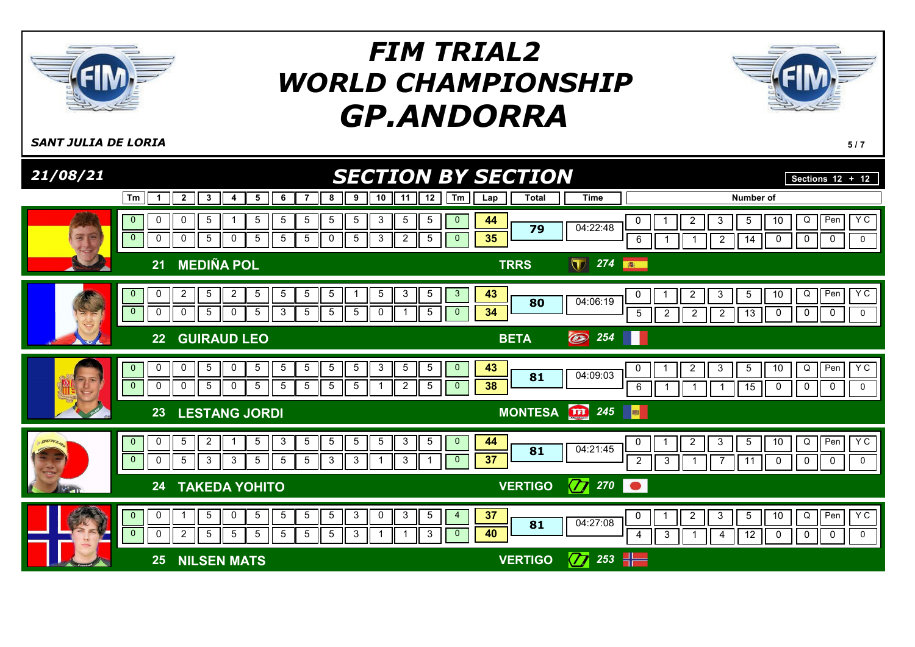# FIM TRIAL2 WORLD CHAMPIONSHIP GP.ANDORRA

*SANT JULIA DE LORIA*

## 21/08/21 — SECTION BY SECTION

Sections 12 + 12

| Rider | Tm | 1 | 2 | 3 | 4 | 5 | 6 | 7 | 8 | 9 | 10 | 11 | 12 | Tm | Lap | Total | Time | 0 | 1 | 2 | 3 | 5 | 10 | Q | Pen | Y C |
|---|---|---|---|---|---|---|---|---|---|---|---|---|---|---|---|---|---|---|---|---|---|---|---|---|---|---|
| 21 MEDIÑA POL — TRRS 274 | 0 | 0 | 0 | 5 | 1 | 5 | 5 | 5 | 5 | 5 | 3 | 5 | 5 | 0 | 44 | 79 | 04:22:48 | 6 | 1 | 1 | 2 | 14 | 0 | 0 | 0 | 0 |
| | 0 | 0 | 0 | 5 | 0 | 5 | 5 | 5 | 0 | 5 | 3 | 2 | 5 | 0 | 35 | | | | | | | | | | | |
| 22 GUIRAUD LEO — BETA 254 | 0 | 0 | 2 | 5 | 2 | 5 | 5 | 5 | 5 | 1 | 5 | 3 | 5 | 3 | 43 | 80 | 04:06:19 | 5 | 2 | 2 | 2 | 13 | 0 | 0 | 0 | 0 |
| | 0 | 0 | 0 | 5 | 0 | 5 | 3 | 5 | 5 | 5 | 0 | 1 | 5 | 0 | 34 | | | | | | | | | | | |
| 23 LESTANG JORDI — MONTESA 245 | 0 | 0 | 0 | 5 | 0 | 5 | 5 | 5 | 5 | 5 | 3 | 5 | 5 | 0 | 43 | 81 | 04:09:03 | 6 | 1 | 1 | 1 | 15 | 0 | 0 | 0 | 0 |
| | 0 | 0 | 0 | 5 | 0 | 5 | 5 | 5 | 5 | 5 | 1 | 2 | 5 | 0 | 38 | | | | | | | | | | | |
| 24 TAKEDA YOHITO — VERTIGO 270 | 0 | 0 | 5 | 2 | 1 | 5 | 3 | 5 | 5 | 5 | 5 | 3 | 5 | 0 | 44 | 81 | 04:21:45 | 2 | 3 | 1 | 7 | 11 | 0 | 0 | 0 | 0 |
| | 0 | 0 | 5 | 3 | 3 | 5 | 5 | 5 | 3 | 3 | 1 | 3 | 1 | 0 | 37 | | | | | | | | | | | |
| 25 NILSEN MATS — VERTIGO 253 | 0 | 0 | 1 | 5 | 0 | 5 | 5 | 5 | 5 | 3 | 0 | 3 | 5 | 4 | 37 | 81 | 04:27:08 | 4 | 3 | 1 | 4 | 12 | 0 | 0 | 0 | 0 |
| | 0 | 0 | 2 | 5 | 5 | 5 | 5 | 5 | 5 | 3 | 1 | 1 | 3 | 0 | 40 | | | | | | | | | | | |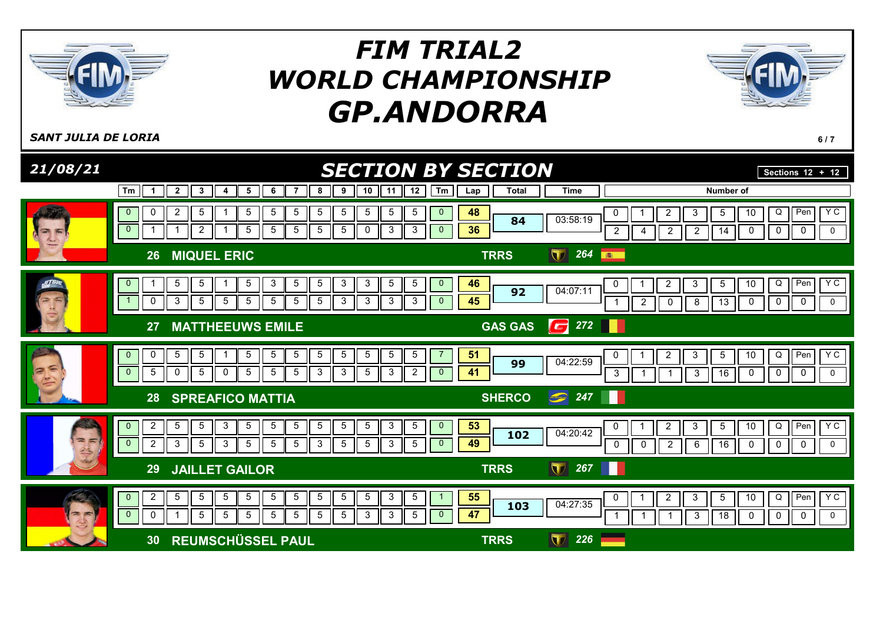# FIM TRIAL2 WORLD CHAMPIONSHIP GP.ANDORRA

*SANT JULIA DE LORIA*

*21/08/21*

## SECTION BY SECTION

Sections 12 + 12

| Pos | Rider | Team | Bike nr | Lap | Tm | 1 | 2 | 3 | 4 | 5 | 6 | 7 | 8 | 9 | 10 | 11 | 12 | Tm | Lap | Total | Time | 0 | 1 | 2 | 3 | 5 | 10 | Q | Pen | Y C |
|---|---|---|---|---|---|---|---|---|---|---|---|---|---|---|---|---|---|---|---|---|---|---|---|---|---|---|---|---|---|---|
| 26 | MIQUEL ERIC | TRRS | 264 | 1 | 0 | 0 | 2 | 5 | 1 | 5 | 5 | 5 | 5 | 5 | 5 | 5 | 5 | 0 | 48 | 84 | 03:58:19 | 2 | 4 | 2 | 2 | 14 | 0 | 0 | 0 | 0 |
| | | | | 2 | 0 | 1 | 1 | 2 | 1 | 5 | 5 | 5 | 5 | 5 | 0 | 3 | 3 | 0 | 36 | | | | | | | | | | | |
| 27 | MATTHEEUWS EMILE | GAS GAS | 272 | 1 | 0 | 1 | 5 | 5 | 1 | 5 | 3 | 5 | 5 | 3 | 3 | 5 | 5 | 0 | 46 | 92 | 04:07:11 | 1 | 2 | 0 | 8 | 13 | 0 | 0 | 0 | 0 |
| | | | | 2 | 1 | 0 | 3 | 5 | 5 | 5 | 5 | 5 | 5 | 3 | 3 | 3 | 3 | 0 | 45 | | | | | | | | | | | |
| 28 | SPREAFICO MATTIA | SHERCO | 247 | 1 | 0 | 0 | 5 | 5 | 1 | 5 | 5 | 5 | 5 | 5 | 5 | 5 | 5 | 7 | 51 | 99 | 04:22:59 | 3 | 1 | 1 | 3 | 16 | 0 | 0 | 0 | 0 |
| | | | | 2 | 0 | 5 | 0 | 5 | 0 | 5 | 5 | 5 | 3 | 3 | 5 | 3 | 2 | 0 | 41 | | | | | | | | | | | |
| 29 | JAILLET GAILOR | TRRS | 267 | 1 | 0 | 2 | 5 | 5 | 3 | 5 | 5 | 5 | 5 | 5 | 5 | 3 | 5 | 0 | 53 | 102 | 04:20:42 | 0 | 0 | 2 | 6 | 16 | 0 | 0 | 0 | 0 |
| | | | | 2 | 0 | 2 | 3 | 5 | 3 | 5 | 5 | 5 | 3 | 5 | 5 | 3 | 5 | 0 | 49 | | | | | | | | | | | |
| 30 | REUMSCHÜSSEL PAUL | TRRS | 226 | 1 | 0 | 2 | 5 | 5 | 5 | 5 | 5 | 5 | 5 | 5 | 5 | 3 | 5 | 1 | 55 | 103 | 04:27:35 | 1 | 1 | 1 | 3 | 18 | 0 | 0 | 0 | 0 |
| | | | | 2 | 0 | 0 | 1 | 5 | 5 | 5 | 5 | 5 | 5 | 5 | 3 | 3 | 5 | 0 | 47 | | | | | | | | | | | |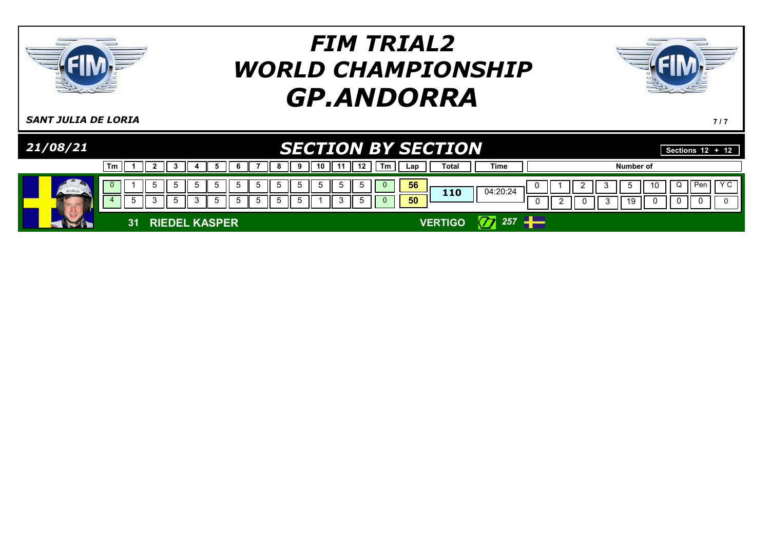# FIM TRIAL2 WORLD CHAMPIONSHIP GP.ANDORRA

*SANT JULIA DE LORIA*

## 21/08/21 — SECTION BY SECTION

Sections 12 + 12

| Tm | 1 | 2 | 3 | 4 | 5 | 6 | 7 | 8 | 9 | 10 | 11 | 12 | Tm | Lap | Total | Time |
|---|---|---|---|---|---|---|---|---|---|---|---|---|---|---|---|---|
| 0 | 1 | 5 | 5 | 5 | 5 | 5 | 5 | 5 | 5 | 5 | 5 | 5 | 0 | 56 | 110 | 04:20:24 |
| 4 | 5 | 3 | 5 | 3 | 5 | 5 | 5 | 5 | 5 | 1 | 3 | 5 | 0 | 50 | | |

| Number of | 0 | 1 | 2 | 3 | 5 | 10 | Q | Pen | Y C |
|---|---|---|---|---|---|---|---|---|---|
| | 0 | 2 | 0 | 3 | 19 | 0 | 0 | 0 | 0 |

**31 RIEDEL KASPER** — VERTIGO 257